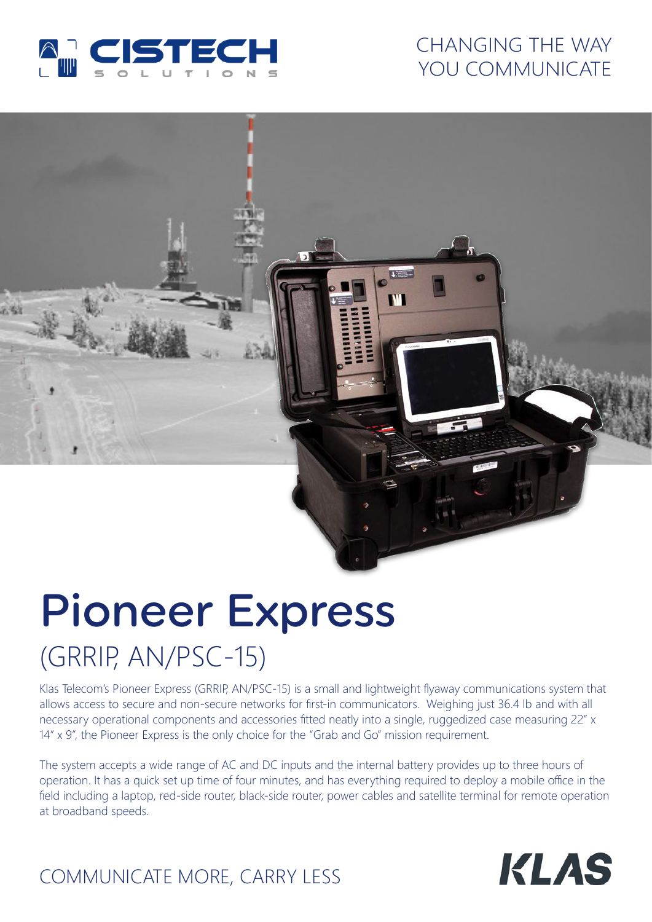CISTECH SOLUTIONS

CHANGING THE WAY YOU COMMUNICATE

# Pioneer Express

## (GRRIP, AN/PSC-15)

Klas Telecom's Pioneer Express (GRRIP, AN/PSC-15) is a small and lightweight flyaway communications system that allows access to secure and non-secure networks for first-in communicators. Weighing just 36.4 lb and with all necessary operational components and accessories fitted neatly into a single, ruggedized case measuring 22" x 14" x 9", the Pioneer Express is the only choice for the "Grab and Go" mission requirement.

The system accepts a wide range of AC and DC inputs and the internal battery provides up to three hours of operation. It has a quick set up time of four minutes, and has everything required to deploy a mobile office in the field including a laptop, red-side router, black-side router, power cables and satellite terminal for remote operation at broadband speeds.

COMMUNICATE MORE, CARRY LESS

KLAS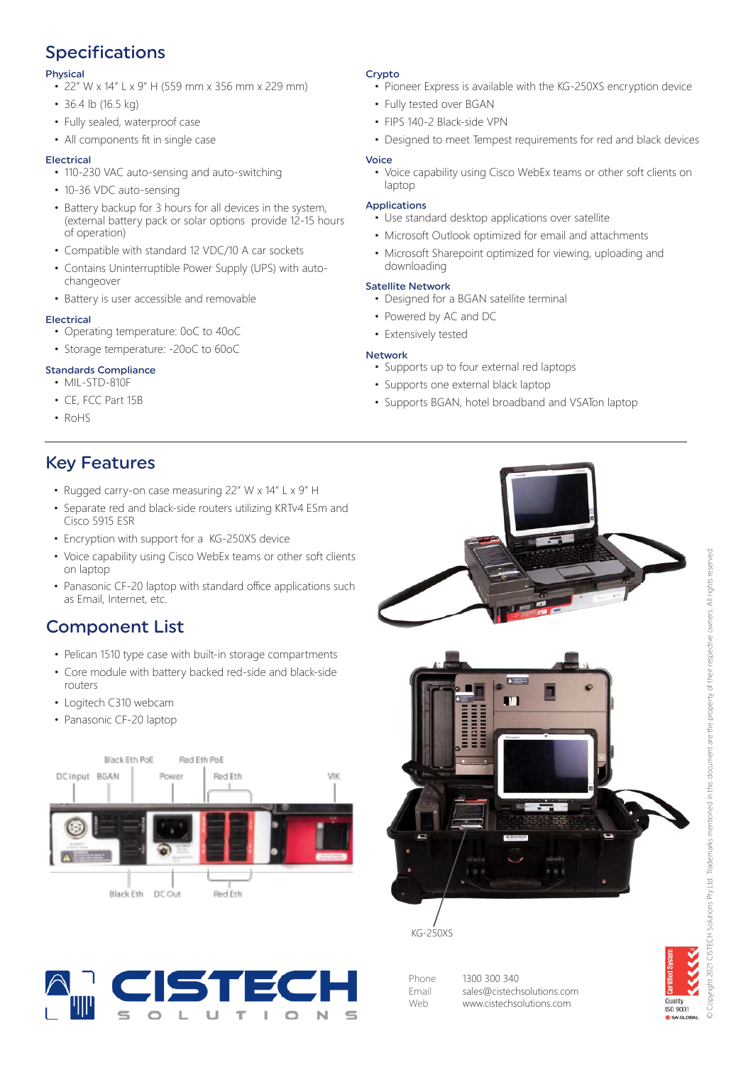## Specifications

### Physical
- 22" W x 14" L x 9" H (559 mm x 356 mm x 229 mm)
- 36.4 lb (16.5 kg)
- Fully sealed, waterproof case
- All components fit in single case

### Electrical
- 110-230 VAC auto-sensing and auto-switching
- 10-36 VDC auto-sensing
- Battery backup for 3 hours for all devices in the system, (external battery pack or solar options provide 12-15 hours of operation)
- Compatible with standard 12 VDC/10 A car sockets
- Contains Uninterruptible Power Supply (UPS) with auto-changeover
- Battery is user accessible and removable

### Electrical
- Operating temperature: 0oC to 40oC
- Storage temperature: -20oC to 60oC

### Standards Compliance
- MIL-STD-810F
- CE, FCC Part 15B
- RoHS

### Crypto
- Pioneer Express is available with the KG-250XS encryption device
- Fully tested over BGAN
- FIPS 140-2 Black-side VPN
- Designed to meet Tempest requirements for red and black devices

### Voice
- Voice capability using Cisco WebEx teams or other soft clients on laptop

### Applications
- Use standard desktop applications over satellite
- Microsoft Outlook optimized for email and attachments
- Microsoft Sharepoint optimized for viewing, uploading and downloading

### Satellite Network
- Designed for a BGAN satellite terminal
- Powered by AC and DC
- Extensively tested

### Network
- Supports up to four external red laptops
- Supports one external black laptop
- Supports BGAN, hotel broadband and VSATon laptop

## Key Features

- Rugged carry-on case measuring 22" W x 14" L x 9" H
- Separate red and black-side routers utilizing KRTv4 ESm and Cisco 5915 ESR
- Encryption with support for a KG-250XS device
- Voice capability using Cisco WebEx teams or other soft clients on laptop
- Panasonic CF-20 laptop with standard office applications such as Email, Internet, etc.

## Component List

- Pelican 1510 type case with built-in storage compartments
- Core module with battery backed red-side and black-side routers
- Logitech C310 webcam
- Panasonic CF-20 laptop

Black Eth PoE
Red Eth PoE
DC Input
BGAN
Power
Red Eth
VIK
Black Eth
DC Out
Red Eth

KG-250XS

CISTECH SOLUTIONS

Phone 1300 300 340
Email sales@cistechsolutions.com
Web www.cistechsolutions.com

Certified System Quality ISO 9001 SAI GLOBAL

© Copyright 2021 CISTECH Solutions Pty Ltd. Trademarks mentioned in this document are the property of their respective owners. All rights reserved.